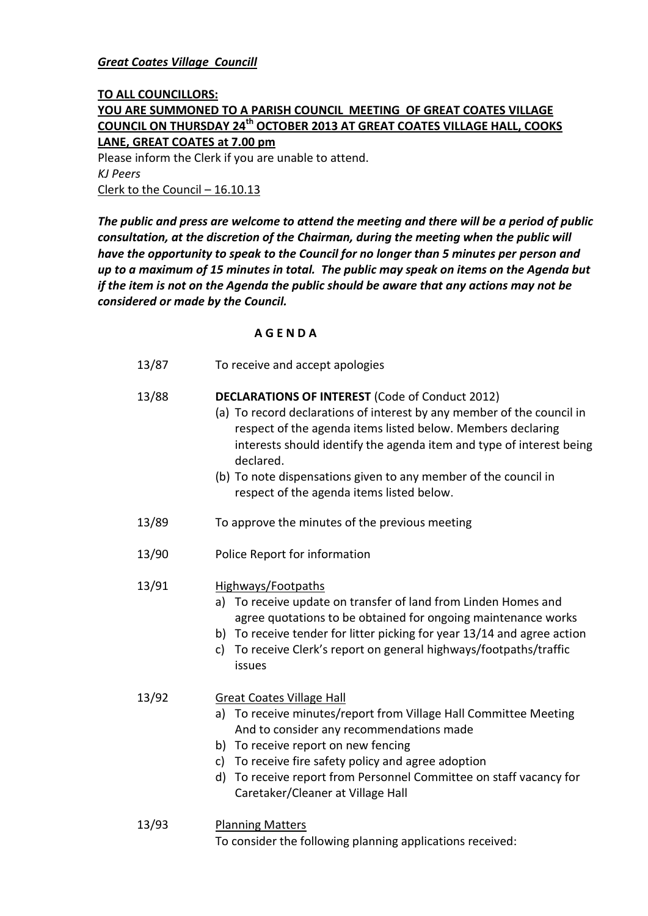***Great Coates Village Councill***

**TO ALL COUNCILLORS:**
**YOU ARE SUMMONED TO A PARISH COUNCIL MEETING OF GREAT COATES VILLAGE COUNCIL ON THURSDAY 24th OCTOBER 2013 AT GREAT COATES VILLAGE HALL, COOKS LANE, GREAT COATES at 7.00 pm**

Please inform the Clerk if you are unable to attend.
*KJ Peers*
Clerk to the Council – 16.10.13

***The public and press are welcome to attend the meeting and there will be a period of public consultation, at the discretion of the Chairman, during the meeting when the public will have the opportunity to speak to the Council for no longer than 5 minutes per person and up to a maximum of 15 minutes in total. The public may speak on items on the Agenda but if the item is not on the Agenda the public should be aware that any actions may not be considered or made by the Council.***

**A G E N D A**

13/87 To receive and accept apologies

13/88 **DECLARATIONS OF INTEREST** (Code of Conduct 2012)
(a) To record declarations of interest by any member of the council in respect of the agenda items listed below. Members declaring interests should identify the agenda item and type of interest being declared.
(b) To note dispensations given to any member of the council in respect of the agenda items listed below.

13/89 To approve the minutes of the previous meeting

13/90 Police Report for information

13/91 Highways/Footpaths
a) To receive update on transfer of land from Linden Homes and agree quotations to be obtained for ongoing maintenance works
b) To receive tender for litter picking for year 13/14 and agree action
c) To receive Clerk's report on general highways/footpaths/traffic issues

13/92 Great Coates Village Hall
a) To receive minutes/report from Village Hall Committee Meeting And to consider any recommendations made
b) To receive report on new fencing
c) To receive fire safety policy and agree adoption
d) To receive report from Personnel Committee on staff vacancy for Caretaker/Cleaner at Village Hall

13/93 Planning Matters
To consider the following planning applications received: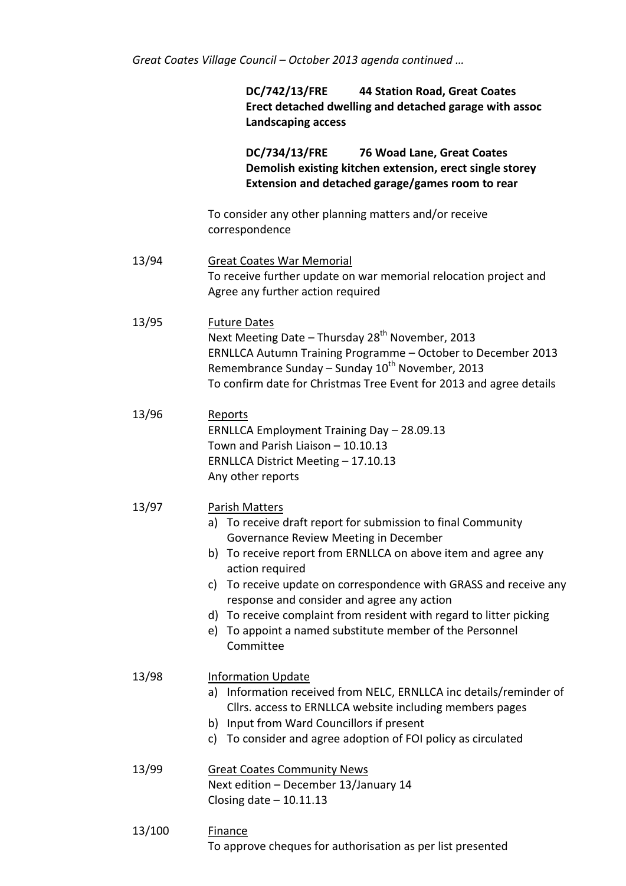*Great Coates Village Council – October 2013 agenda continued …*

**DC/742/13/FRE 44 Station Road, Great Coates**
**Erect detached dwelling and detached garage with assoc Landscaping access**

**DC/734/13/FRE 76 Woad Lane, Great Coates**
**Demolish existing kitchen extension, erect single storey Extension and detached garage/games room to rear**

To consider any other planning matters and/or receive correspondence

13/94 Great Coates War Memorial
To receive further update on war memorial relocation project and Agree any further action required

13/95 Future Dates
Next Meeting Date – Thursday 28th November, 2013
ERNLLCA Autumn Training Programme – October to December 2013
Remembrance Sunday – Sunday 10th November, 2013
To confirm date for Christmas Tree Event for 2013 and agree details

13/96 Reports
ERNLLCA Employment Training Day – 28.09.13
Town and Parish Liaison – 10.10.13
ERNLLCA District Meeting – 17.10.13
Any other reports

13/97 Parish Matters

a) To receive draft report for submission to final Community Governance Review Meeting in December
b) To receive report from ERNLLCA on above item and agree any action required
c) To receive update on correspondence with GRASS and receive any response and consider and agree any action
d) To receive complaint from resident with regard to litter picking
e) To appoint a named substitute member of the Personnel Committee

13/98 Information Update

a) Information received from NELC, ERNLLCA inc details/reminder of Cllrs. access to ERNLLCA website including members pages
b) Input from Ward Councillors if present
c) To consider and agree adoption of FOI policy as circulated

13/99 Great Coates Community News
Next edition – December 13/January 14
Closing date – 10.11.13

13/100 Finance
To approve cheques for authorisation as per list presented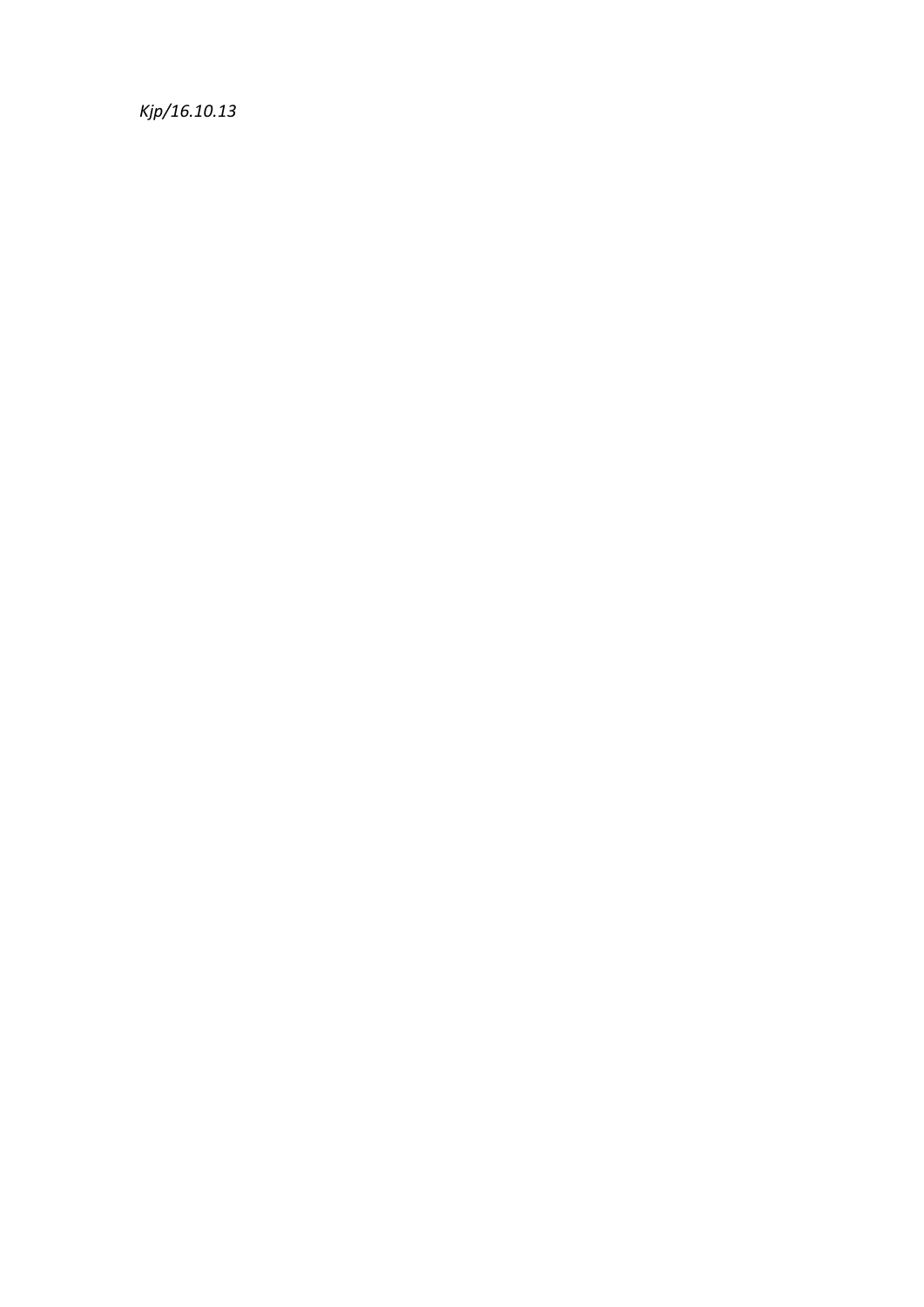*Kjp/16.10.13*